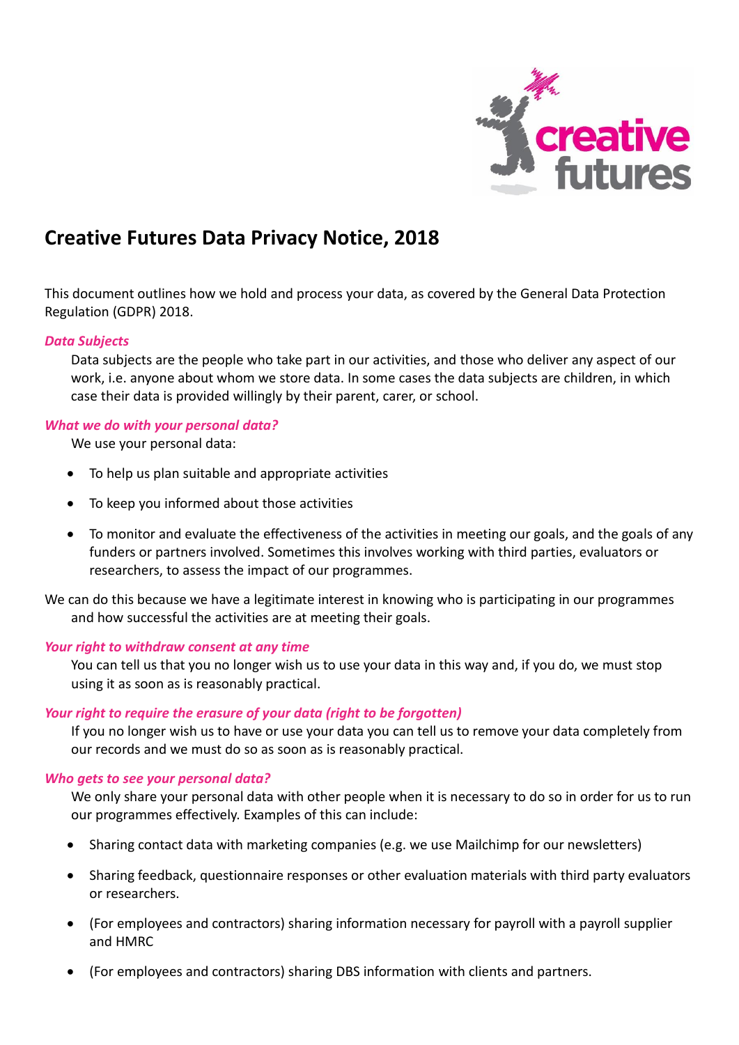# Creative Futures Data Privacy Notice, 2018

This document outlines how we hold and process your data, as covered by the General Data Protection Regulation (GDPR) 2018.

***Data Subjects***

Data subjects are the people who take part in our activities, and those who deliver any aspect of our work, i.e. anyone about whom we store data. In some cases the data subjects are children, in which case their data is provided willingly by their parent, carer, or school.

***What we do with your personal data?***

We use your personal data:

- To help us plan suitable and appropriate activities
- To keep you informed about those activities
- To monitor and evaluate the effectiveness of the activities in meeting our goals, and the goals of any funders or partners involved. Sometimes this involves working with third parties, evaluators or researchers, to assess the impact of our programmes.

We can do this because we have a legitimate interest in knowing who is participating in our programmes and how successful the activities are at meeting their goals.

***Your right to withdraw consent at any time***

You can tell us that you no longer wish us to use your data in this way and, if you do, we must stop using it as soon as is reasonably practical.

***Your right to require the erasure of your data (right to be forgotten)***

If you no longer wish us to have or use your data you can tell us to remove your data completely from our records and we must do so as soon as is reasonably practical.

***Who gets to see your personal data?***

We only share your personal data with other people when it is necessary to do so in order for us to run our programmes effectively. Examples of this can include:

- Sharing contact data with marketing companies (e.g. we use Mailchimp for our newsletters)
- Sharing feedback, questionnaire responses or other evaluation materials with third party evaluators or researchers.
- (For employees and contractors) sharing information necessary for payroll with a payroll supplier and HMRC
- (For employees and contractors) sharing DBS information with clients and partners.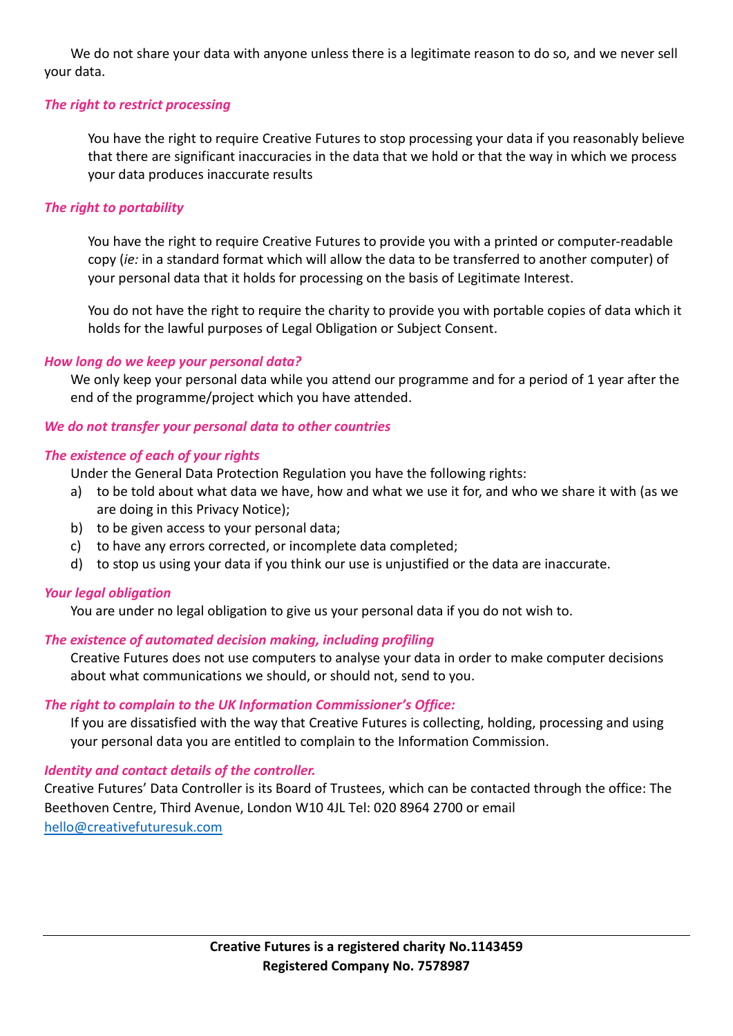We do not share your data with anyone unless there is a legitimate reason to do so, and we never sell your data.

***The right to restrict processing***

You have the right to require Creative Futures to stop processing your data if you reasonably believe that there are significant inaccuracies in the data that we hold or that the way in which we process your data produces inaccurate results

***The right to portability***

You have the right to require Creative Futures to provide you with a printed or computer-readable copy (*ie:* in a standard format which will allow the data to be transferred to another computer) of your personal data that it holds for processing on the basis of Legitimate Interest.

You do not have the right to require the charity to provide you with portable copies of data which it holds for the lawful purposes of Legal Obligation or Subject Consent.

***How long do we keep your personal data?***

We only keep your personal data while you attend our programme and for a period of 1 year after the end of the programme/project which you have attended.

***We do not transfer your personal data to other countries***

***The existence of each of your rights***

Under the General Data Protection Regulation you have the following rights:

a) to be told about what data we have, how and what we use it for, and who we share it with (as we are doing in this Privacy Notice);
b) to be given access to your personal data;
c) to have any errors corrected, or incomplete data completed;
d) to stop us using your data if you think our use is unjustified or the data are inaccurate.

***Your legal obligation***

You are under no legal obligation to give us your personal data if you do not wish to.

***The existence of automated decision making, including profiling***

Creative Futures does not use computers to analyse your data in order to make computer decisions about what communications we should, or should not, send to you.

***The right to complain to the UK Information Commissioner's Office:***

If you are dissatisfied with the way that Creative Futures is collecting, holding, processing and using your personal data you are entitled to complain to the Information Commission.

***Identity and contact details of the controller.***

Creative Futures' Data Controller is its Board of Trustees, which can be contacted through the office: The Beethoven Centre, Third Avenue, London W10 4JL Tel: 020 8964 2700 or email hello@creativefuturesuk.com

**Creative Futures is a registered charity No.1143459**
**Registered Company No. 7578987**